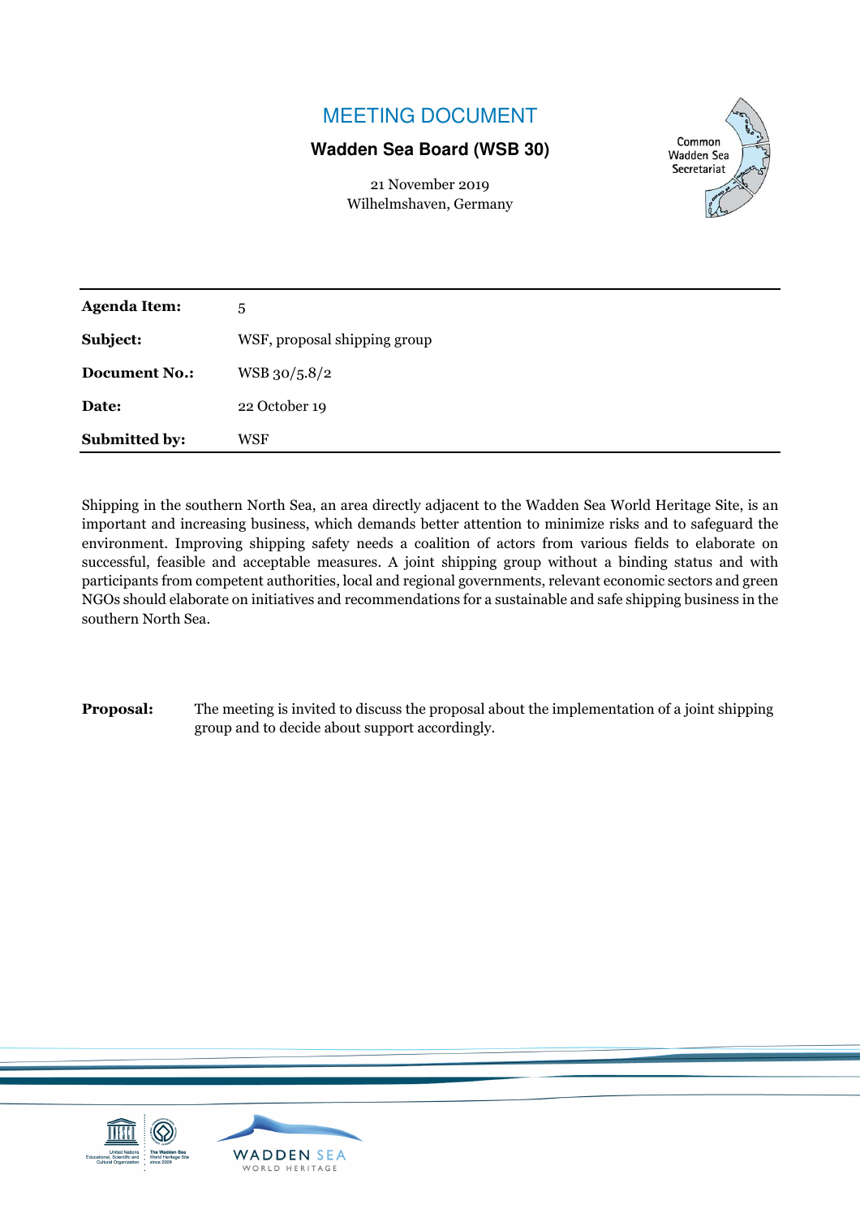# MEETING DOCUMENT

**Wadden Sea Board (WSB 30)**

21 November 2019
Wilhelmshaven, Germany

Common Wadden Sea Secretariat

| | |
|---|---|
| **Agenda Item:** | 5 |
| **Subject:** | WSF, proposal shipping group |
| **Document No.:** | WSB 30/5.8/2 |
| **Date:** | 22 October 19 |
| **Submitted by:** | WSF |

Shipping in the southern North Sea, an area directly adjacent to the Wadden Sea World Heritage Site, is an important and increasing business, which demands better attention to minimize risks and to safeguard the environment. Improving shipping safety needs a coalition of actors from various fields to elaborate on successful, feasible and acceptable measures. A joint shipping group without a binding status and with participants from competent authorities, local and regional governments, relevant economic sectors and green NGOs should elaborate on initiatives and recommendations for a sustainable and safe shipping business in the southern North Sea.

**Proposal:** The meeting is invited to discuss the proposal about the implementation of a joint shipping group and to decide about support accordingly.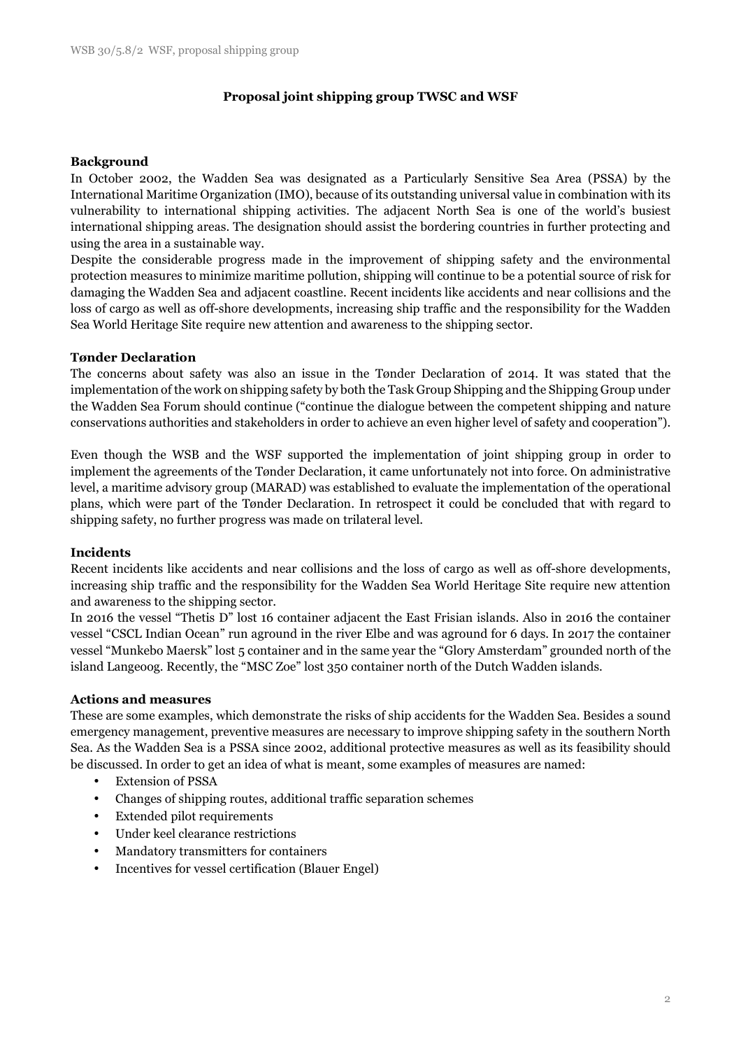**Proposal joint shipping group TWSC and WSF**

**Background**

In October 2002, the Wadden Sea was designated as a Particularly Sensitive Sea Area (PSSA) by the International Maritime Organization (IMO), because of its outstanding universal value in combination with its vulnerability to international shipping activities. The adjacent North Sea is one of the world's busiest international shipping areas. The designation should assist the bordering countries in further protecting and using the area in a sustainable way.

Despite the considerable progress made in the improvement of shipping safety and the environmental protection measures to minimize maritime pollution, shipping will continue to be a potential source of risk for damaging the Wadden Sea and adjacent coastline. Recent incidents like accidents and near collisions and the loss of cargo as well as off-shore developments, increasing ship traffic and the responsibility for the Wadden Sea World Heritage Site require new attention and awareness to the shipping sector.

**Tønder Declaration**

The concerns about safety was also an issue in the Tønder Declaration of 2014. It was stated that the implementation of the work on shipping safety by both the Task Group Shipping and the Shipping Group under the Wadden Sea Forum should continue ("continue the dialogue between the competent shipping and nature conservations authorities and stakeholders in order to achieve an even higher level of safety and cooperation").

Even though the WSB and the WSF supported the implementation of joint shipping group in order to implement the agreements of the Tønder Declaration, it came unfortunately not into force. On administrative level, a maritime advisory group (MARAD) was established to evaluate the implementation of the operational plans, which were part of the Tønder Declaration. In retrospect it could be concluded that with regard to shipping safety, no further progress was made on trilateral level.

**Incidents**

Recent incidents like accidents and near collisions and the loss of cargo as well as off-shore developments, increasing ship traffic and the responsibility for the Wadden Sea World Heritage Site require new attention and awareness to the shipping sector.

In 2016 the vessel "Thetis D" lost 16 container adjacent the East Frisian islands. Also in 2016 the container vessel "CSCL Indian Ocean" run aground in the river Elbe and was aground for 6 days. In 2017 the container vessel "Munkebo Maersk" lost 5 container and in the same year the "Glory Amsterdam" grounded north of the island Langeoog. Recently, the "MSC Zoe" lost 350 container north of the Dutch Wadden islands.

**Actions and measures**

These are some examples, which demonstrate the risks of ship accidents for the Wadden Sea. Besides a sound emergency management, preventive measures are necessary to improve shipping safety in the southern North Sea. As the Wadden Sea is a PSSA since 2002, additional protective measures as well as its feasibility should be discussed. In order to get an idea of what is meant, some examples of measures are named:

- Extension of PSSA
- Changes of shipping routes, additional traffic separation schemes
- Extended pilot requirements
- Under keel clearance restrictions
- Mandatory transmitters for containers
- Incentives for vessel certification (Blauer Engel)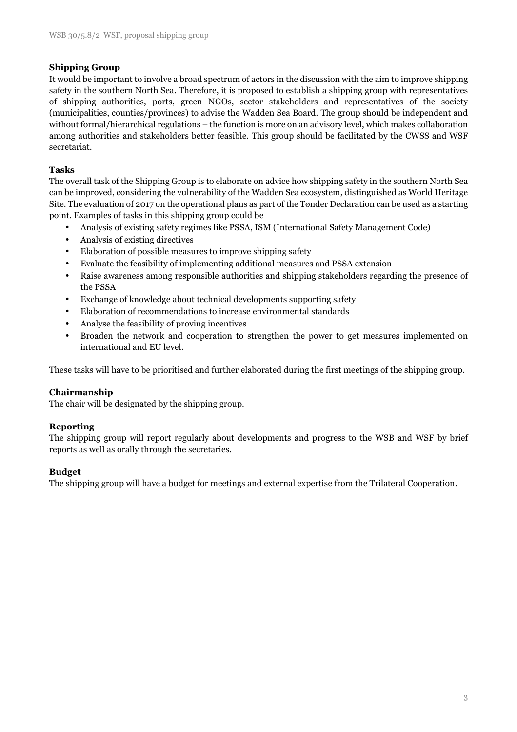**Shipping Group**

It would be important to involve a broad spectrum of actors in the discussion with the aim to improve shipping safety in the southern North Sea. Therefore, it is proposed to establish a shipping group with representatives of shipping authorities, ports, green NGOs, sector stakeholders and representatives of the society (municipalities, counties/provinces) to advise the Wadden Sea Board. The group should be independent and without formal/hierarchical regulations – the function is more on an advisory level, which makes collaboration among authorities and stakeholders better feasible. This group should be facilitated by the CWSS and WSF secretariat.

**Tasks**

The overall task of the Shipping Group is to elaborate on advice how shipping safety in the southern North Sea can be improved, considering the vulnerability of the Wadden Sea ecosystem, distinguished as World Heritage Site. The evaluation of 2017 on the operational plans as part of the Tønder Declaration can be used as a starting point. Examples of tasks in this shipping group could be

- Analysis of existing safety regimes like PSSA, ISM (International Safety Management Code)
- Analysis of existing directives
- Elaboration of possible measures to improve shipping safety
- Evaluate the feasibility of implementing additional measures and PSSA extension
- Raise awareness among responsible authorities and shipping stakeholders regarding the presence of the PSSA
- Exchange of knowledge about technical developments supporting safety
- Elaboration of recommendations to increase environmental standards
- Analyse the feasibility of proving incentives
- Broaden the network and cooperation to strengthen the power to get measures implemented on international and EU level.

These tasks will have to be prioritised and further elaborated during the first meetings of the shipping group.

**Chairmanship**

The chair will be designated by the shipping group.

**Reporting**

The shipping group will report regularly about developments and progress to the WSB and WSF by brief reports as well as orally through the secretaries.

**Budget**

The shipping group will have a budget for meetings and external expertise from the Trilateral Cooperation.